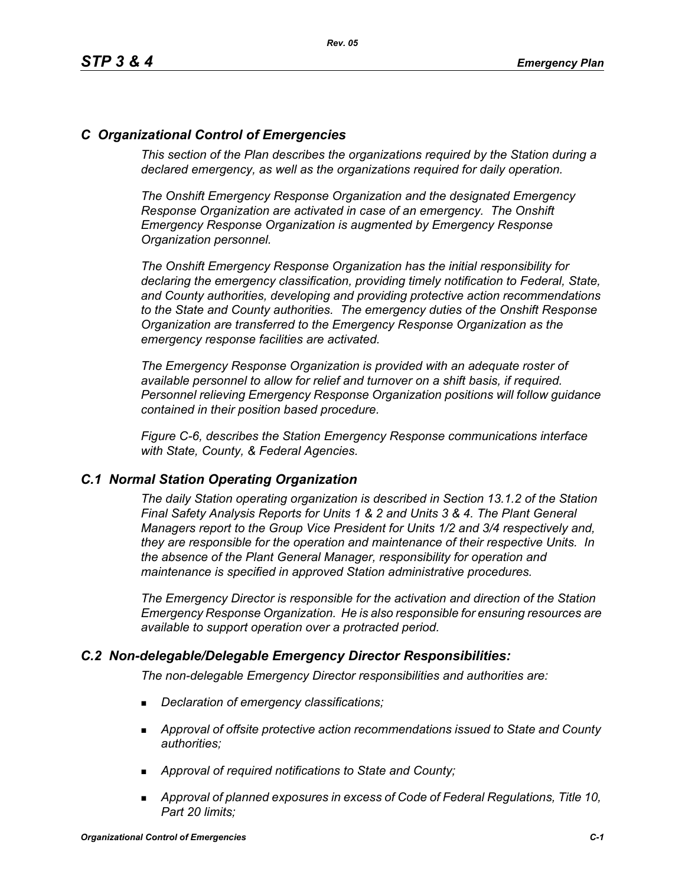## *C Organizational Control of Emergencies*

*This section of the Plan describes the organizations required by the Station during a declared emergency, as well as the organizations required for daily operation.*

*The Onshift Emergency Response Organization and the designated Emergency Response Organization are activated in case of an emergency. The Onshift Emergency Response Organization is augmented by Emergency Response Organization personnel.*

*The Onshift Emergency Response Organization has the initial responsibility for declaring the emergency classification, providing timely notification to Federal, State, and County authorities, developing and providing protective action recommendations to the State and County authorities. The emergency duties of the Onshift Response Organization are transferred to the Emergency Response Organization as the emergency response facilities are activated.*

*The Emergency Response Organization is provided with an adequate roster of available personnel to allow for relief and turnover on a shift basis, if required. Personnel relieving Emergency Response Organization positions will follow guidance contained in their position based procedure.*

*Figure C-6, describes the Station Emergency Response communications interface with State, County, & Federal Agencies.*

### *C.1 Normal Station Operating Organization*

*The daily Station operating organization is described in Section 13.1.2 of the Station Final Safety Analysis Reports for Units 1 & 2 and Units 3 & 4. The Plant General Managers report to the Group Vice President for Units 1/2 and 3/4 respectively and, they are responsible for the operation and maintenance of their respective Units. In the absence of the Plant General Manager, responsibility for operation and maintenance is specified in approved Station administrative procedures.*

*The Emergency Director is responsible for the activation and direction of the Station Emergency Response Organization. He is also responsible for ensuring resources are available to support operation over a protracted period.*

### *C.2 Non-delegable/Delegable Emergency Director Responsibilities:*

*The non-delegable Emergency Director responsibilities and authorities are:*

- *Declaration of emergency classifications;*
- *Approval of offsite protective action recommendations issued to State and County authorities;*
- *Approval of required notifications to State and County;*
- *Approval of planned exposures in excess of Code of Federal Regulations, Title 10, Part 20 limits;*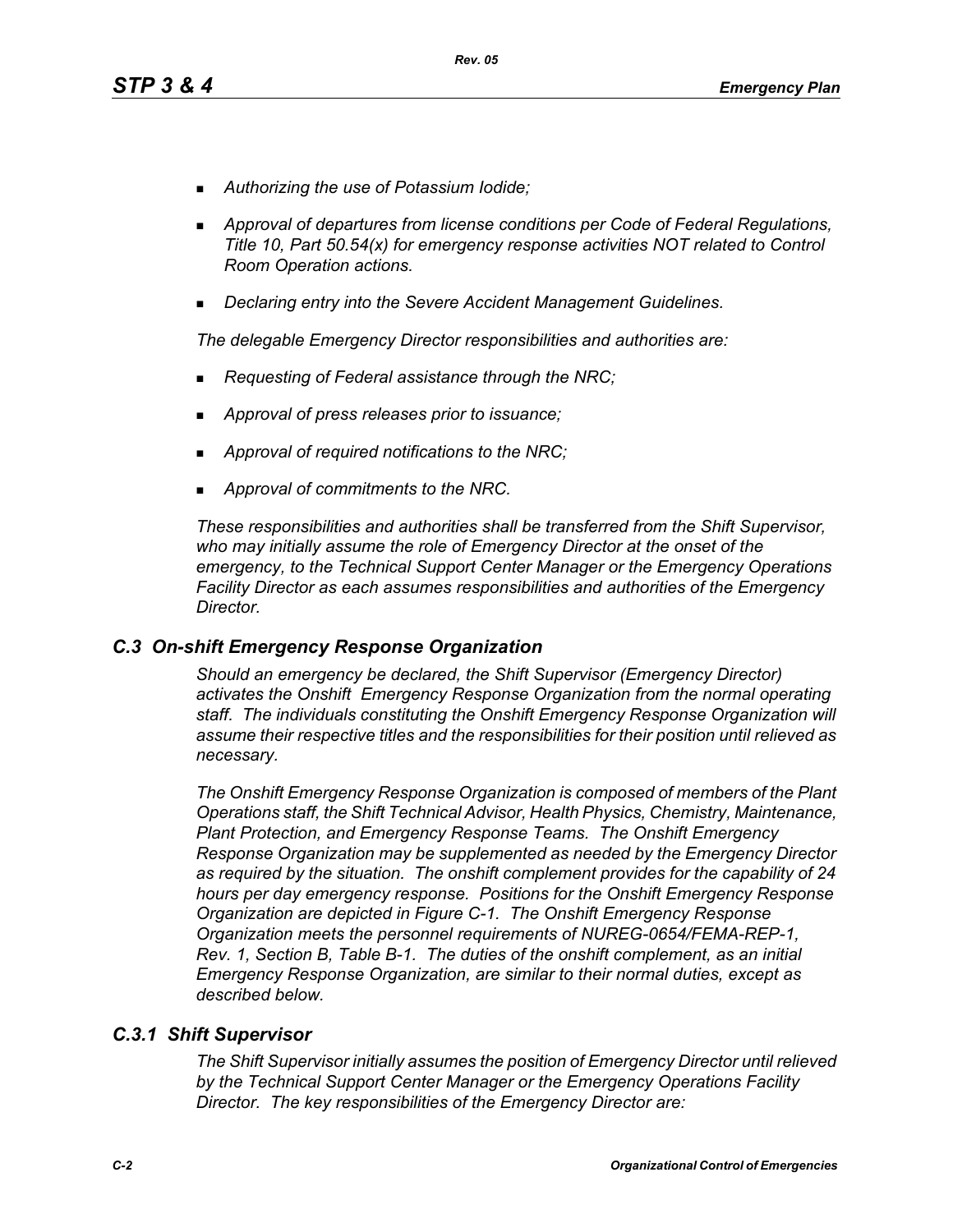- *Authorizing the use of Potassium Iodide;*
- *Approval of departures from license conditions per Code of Federal Regulations, Title 10, Part 50.54(x) for emergency response activities NOT related to Control Room Operation actions.*
- *Declaring entry into the Severe Accident Management Guidelines.*

*The delegable Emergency Director responsibilities and authorities are:*

- *Requesting of Federal assistance through the NRC;*
- *Approval of press releases prior to issuance;*
- *Approval of required notifications to the NRC;*
- *Approval of commitments to the NRC.*

*These responsibilities and authorities shall be transferred from the Shift Supervisor, who may initially assume the role of Emergency Director at the onset of the emergency, to the Technical Support Center Manager or the Emergency Operations Facility Director as each assumes responsibilities and authorities of the Emergency Director.*

## *C.3 On-shift Emergency Response Organization*

*Should an emergency be declared, the Shift Supervisor (Emergency Director) activates the Onshift Emergency Response Organization from the normal operating staff. The individuals constituting the Onshift Emergency Response Organization will assume their respective titles and the responsibilities for their position until relieved as necessary.*

*The Onshift Emergency Response Organization is composed of members of the Plant Operations staff, the Shift Technical Advisor, Health Physics, Chemistry, Maintenance, Plant Protection, and Emergency Response Teams. The Onshift Emergency Response Organization may be supplemented as needed by the Emergency Director as required by the situation. The onshift complement provides for the capability of 24 hours per day emergency response. Positions for the Onshift Emergency Response Organization are depicted in Figure C-1. The Onshift Emergency Response Organization meets the personnel requirements of NUREG-0654/FEMA-REP-1, Rev. 1, Section B, Table B-1. The duties of the onshift complement, as an initial Emergency Response Organization, are similar to their normal duties, except as described below.*

### *C.3.1 Shift Supervisor*

*The Shift Supervisor initially assumes the position of Emergency Director until relieved by the Technical Support Center Manager or the Emergency Operations Facility Director. The key responsibilities of the Emergency Director are:*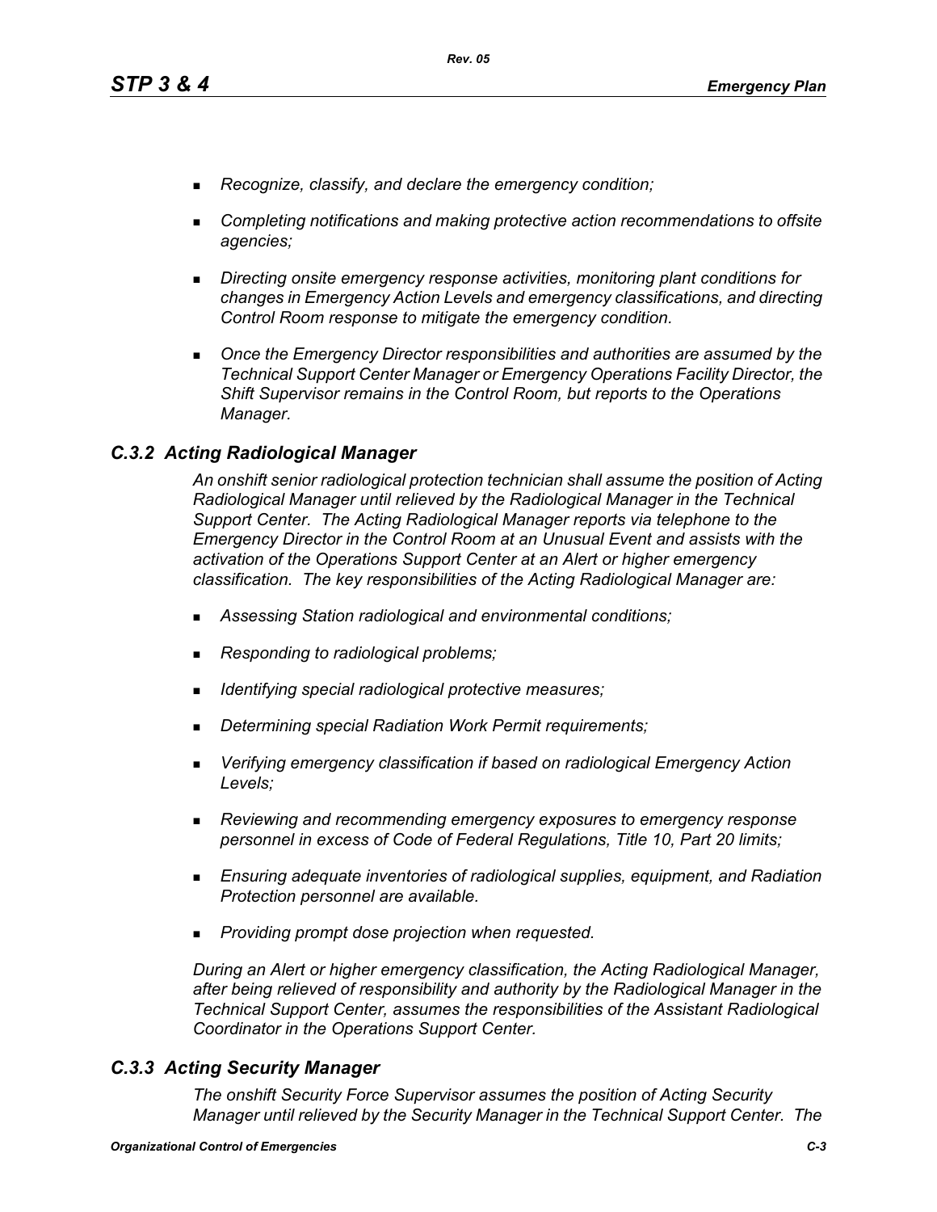- *Recognize, classify, and declare the emergency condition;*
- *Completing notifications and making protective action recommendations to offsite agencies;*
- *Directing onsite emergency response activities, monitoring plant conditions for changes in Emergency Action Levels and emergency classifications, and directing Control Room response to mitigate the emergency condition.*
- *Once the Emergency Director responsibilities and authorities are assumed by the Technical Support Center Manager or Emergency Operations Facility Director, the Shift Supervisor remains in the Control Room, but reports to the Operations Manager.*

## *C.3.2 Acting Radiological Manager*

*An onshift senior radiological protection technician shall assume the position of Acting Radiological Manager until relieved by the Radiological Manager in the Technical Support Center. The Acting Radiological Manager reports via telephone to the Emergency Director in the Control Room at an Unusual Event and assists with the activation of the Operations Support Center at an Alert or higher emergency classification. The key responsibilities of the Acting Radiological Manager are:*

- *Assessing Station radiological and environmental conditions;*
- *Responding to radiological problems;*
- *Identifying special radiological protective measures;*
- *Determining special Radiation Work Permit requirements;*
- *Verifying emergency classification if based on radiological Emergency Action Levels;*
- *Reviewing and recommending emergency exposures to emergency response personnel in excess of Code of Federal Regulations, Title 10, Part 20 limits;*
- *Ensuring adequate inventories of radiological supplies, equipment, and Radiation Protection personnel are available.*
- *Providing prompt dose projection when requested.*

*During an Alert or higher emergency classification, the Acting Radiological Manager, after being relieved of responsibility and authority by the Radiological Manager in the Technical Support Center, assumes the responsibilities of the Assistant Radiological Coordinator in the Operations Support Center.*

## *C.3.3 Acting Security Manager*

*The onshift Security Force Supervisor assumes the position of Acting Security Manager until relieved by the Security Manager in the Technical Support Center. The*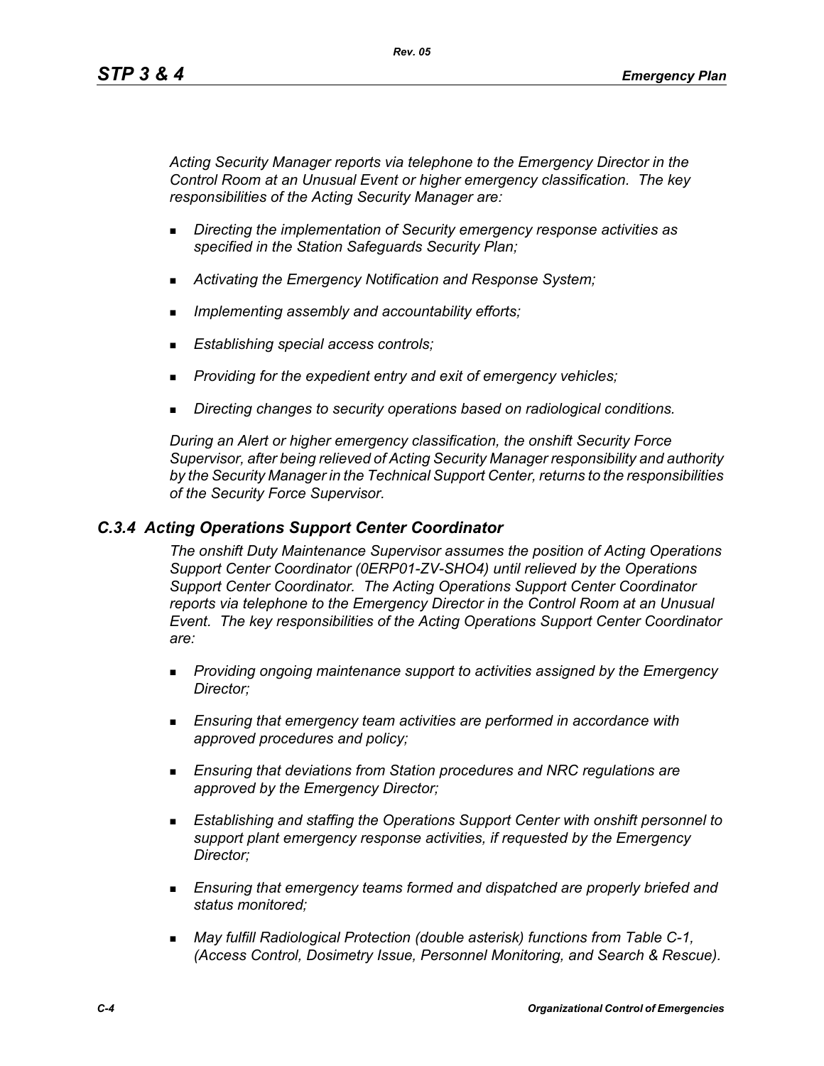*Acting Security Manager reports via telephone to the Emergency Director in the Control Room at an Unusual Event or higher emergency classification. The key responsibilities of the Acting Security Manager are:*

- *Directing the implementation of Security emergency response activities as specified in the Station Safeguards Security Plan;*
- *Activating the Emergency Notification and Response System;*
- *Implementing assembly and accountability efforts;*
- *Establishing special access controls;*
- *Providing for the expedient entry and exit of emergency vehicles;*
- *Directing changes to security operations based on radiological conditions.*

*During an Alert or higher emergency classification, the onshift Security Force Supervisor, after being relieved of Acting Security Manager responsibility and authority by the Security Manager in the Technical Support Center, returns to the responsibilities of the Security Force Supervisor.*

### *C.3.4 Acting Operations Support Center Coordinator*

*The onshift Duty Maintenance Supervisor assumes the position of Acting Operations Support Center Coordinator (0ERP01-ZV-SHO4) until relieved by the Operations Support Center Coordinator. The Acting Operations Support Center Coordinator reports via telephone to the Emergency Director in the Control Room at an Unusual Event. The key responsibilities of the Acting Operations Support Center Coordinator are:*

- *Providing ongoing maintenance support to activities assigned by the Emergency Director;*
- *Ensuring that emergency team activities are performed in accordance with approved procedures and policy;*
- *Ensuring that deviations from Station procedures and NRC regulations are approved by the Emergency Director;*
- *Establishing and staffing the Operations Support Center with onshift personnel to support plant emergency response activities, if requested by the Emergency Director;*
- *Ensuring that emergency teams formed and dispatched are properly briefed and status monitored;*
- *May fulfill Radiological Protection (double asterisk) functions from Table C-1, (Access Control, Dosimetry Issue, Personnel Monitoring, and Search & Rescue).*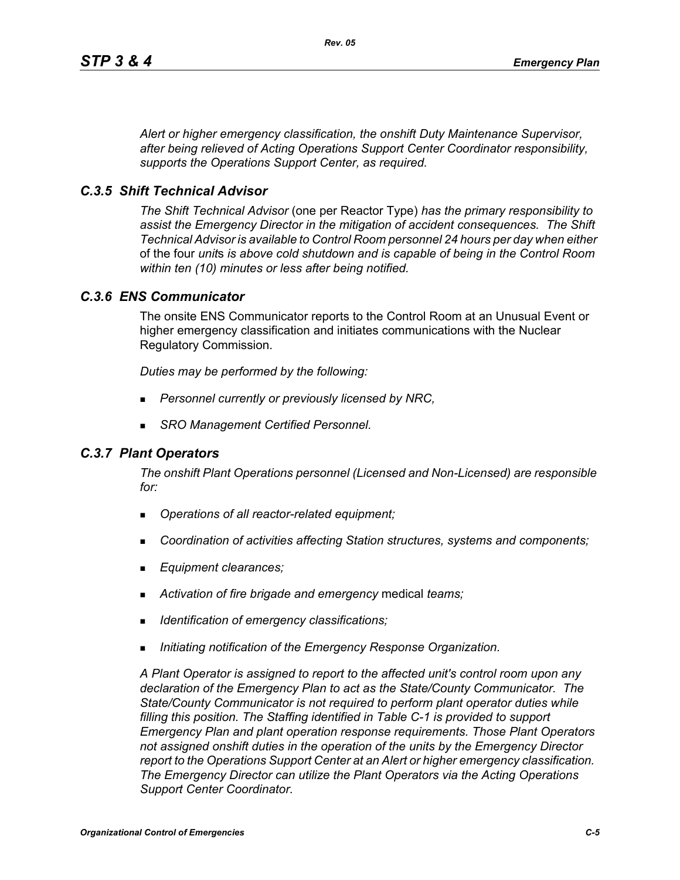*Alert or higher emergency classification, the onshift Duty Maintenance Supervisor, after being relieved of Acting Operations Support Center Coordinator responsibility, supports the Operations Support Center, as required.*

### *C.3.5 Shift Technical Advisor*

*The Shift Technical Advisor* (one per Reactor Type) *has the primary responsibility to assist the Emergency Director in the mitigation of accident consequences. The Shift Technical Advisor is available to Control Room personnel 24 hours per day when either* of the four *unit*s *is above cold shutdown and is capable of being in the Control Room within ten (10) minutes or less after being notified.*

### *C.3.6 ENS Communicator*

The onsite ENS Communicator reports to the Control Room at an Unusual Event or higher emergency classification and initiates communications with the Nuclear Regulatory Commission.

*Duties may be performed by the following:*

- *Personnel currently or previously licensed by NRC,*
- *SRO Management Certified Personnel.*

### *C.3.7 Plant Operators*

*The onshift Plant Operations personnel (Licensed and Non-Licensed) are responsible for:*

- *Operations of all reactor-related equipment;*
- *Coordination of activities affecting Station structures, systems and components;*
- *Equipment clearances;*
- *Activation of fire brigade and emergency* medical *teams;*
- *Identification of emergency classifications;*
- *Initiating notification of the Emergency Response Organization.*

*A Plant Operator is assigned to report to the affected unit's control room upon any declaration of the Emergency Plan to act as the State/County Communicator. The State/County Communicator is not required to perform plant operator duties while filling this position. The Staffing identified in Table C-1 is provided to support Emergency Plan and plant operation response requirements. Those Plant Operators not assigned onshift duties in the operation of the units by the Emergency Director report to the Operations Support Center at an Alert or higher emergency classification. The Emergency Director can utilize the Plant Operators via the Acting Operations Support Center Coordinator.*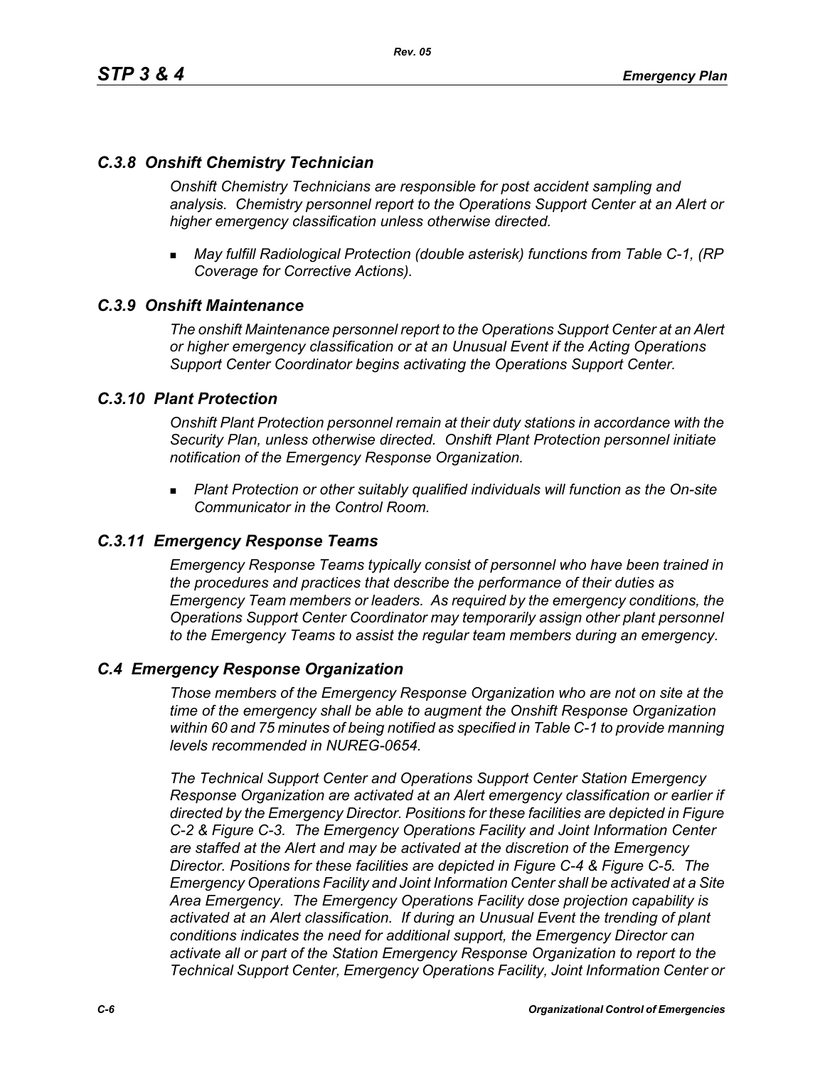### *C.3.8 Onshift Chemistry Technician*

*Onshift Chemistry Technicians are responsible for post accident sampling and analysis. Chemistry personnel report to the Operations Support Center at an Alert or higher emergency classification unless otherwise directed.*

- *May fulfill Radiological Protection (double asterisk) functions from Table C-1, (RP Coverage for Corrective Actions).*

### *C.3.9 Onshift Maintenance*

*The onshift Maintenance personnel report to the Operations Support Center at an Alert or higher emergency classification or at an Unusual Event if the Acting Operations Support Center Coordinator begins activating the Operations Support Center.*

### *C.3.10 Plant Protection*

*Onshift Plant Protection personnel remain at their duty stations in accordance with the Security Plan, unless otherwise directed. Onshift Plant Protection personnel initiate notification of the Emergency Response Organization.*

- *Plant Protection or other suitably qualified individuals will function as the On-site Communicator in the Control Room.*

### *C.3.11 Emergency Response Teams*

*Emergency Response Teams typically consist of personnel who have been trained in the procedures and practices that describe the performance of their duties as Emergency Team members or leaders. As required by the emergency conditions, the Operations Support Center Coordinator may temporarily assign other plant personnel to the Emergency Teams to assist the regular team members during an emergency.*

## *C.4 Emergency Response Organization*

*Those members of the Emergency Response Organization who are not on site at the time of the emergency shall be able to augment the Onshift Response Organization within 60 and 75 minutes of being notified as specified in Table C-1 to provide manning levels recommended in NUREG-0654.*

*The Technical Support Center and Operations Support Center Station Emergency Response Organization are activated at an Alert emergency classification or earlier if directed by the Emergency Director. Positions for these facilities are depicted in Figure C-2 & Figure C-3. The Emergency Operations Facility and Joint Information Center are staffed at the Alert and may be activated at the discretion of the Emergency Director. Positions for these facilities are depicted in Figure C-4 & Figure C-5. The Emergency Operations Facility and Joint Information Center shall be activated at a Site Area Emergency. The Emergency Operations Facility dose projection capability is activated at an Alert classification. If during an Unusual Event the trending of plant conditions indicates the need for additional support, the Emergency Director can activate all or part of the Station Emergency Response Organization to report to the Technical Support Center, Emergency Operations Facility, Joint Information Center or*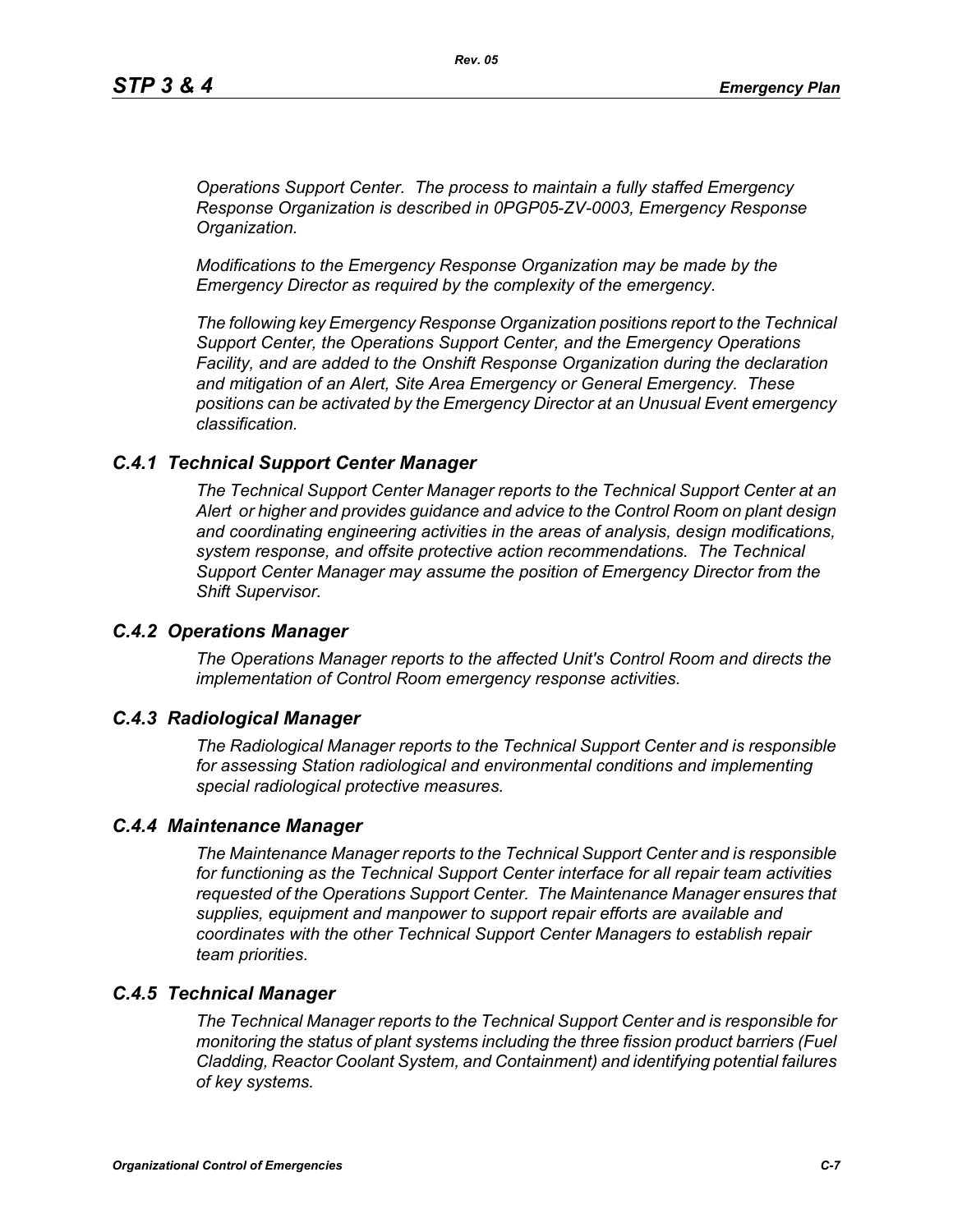*Operations Support Center. The process to maintain a fully staffed Emergency Response Organization is described in 0PGP05-ZV-0003, Emergency Response Organization.*

*Modifications to the Emergency Response Organization may be made by the Emergency Director as required by the complexity of the emergency.*

*The following key Emergency Response Organization positions report to the Technical Support Center, the Operations Support Center, and the Emergency Operations Facility, and are added to the Onshift Response Organization during the declaration and mitigation of an Alert, Site Area Emergency or General Emergency. These positions can be activated by the Emergency Director at an Unusual Event emergency classification.*

### *C.4.1 Technical Support Center Manager*

*The Technical Support Center Manager reports to the Technical Support Center at an Alert or higher and provides guidance and advice to the Control Room on plant design and coordinating engineering activities in the areas of analysis, design modifications, system response, and offsite protective action recommendations. The Technical Support Center Manager may assume the position of Emergency Director from the Shift Supervisor.*

### *C.4.2 Operations Manager*

*The Operations Manager reports to the affected Unit's Control Room and directs the implementation of Control Room emergency response activities.*

### *C.4.3 Radiological Manager*

*The Radiological Manager reports to the Technical Support Center and is responsible for assessing Station radiological and environmental conditions and implementing special radiological protective measures.*

### *C.4.4 Maintenance Manager*

*The Maintenance Manager reports to the Technical Support Center and is responsible for functioning as the Technical Support Center interface for all repair team activities requested of the Operations Support Center. The Maintenance Manager ensures that supplies, equipment and manpower to support repair efforts are available and coordinates with the other Technical Support Center Managers to establish repair team priorities.*

### *C.4.5 Technical Manager*

*The Technical Manager reports to the Technical Support Center and is responsible for monitoring the status of plant systems including the three fission product barriers (Fuel Cladding, Reactor Coolant System, and Containment) and identifying potential failures of key systems.*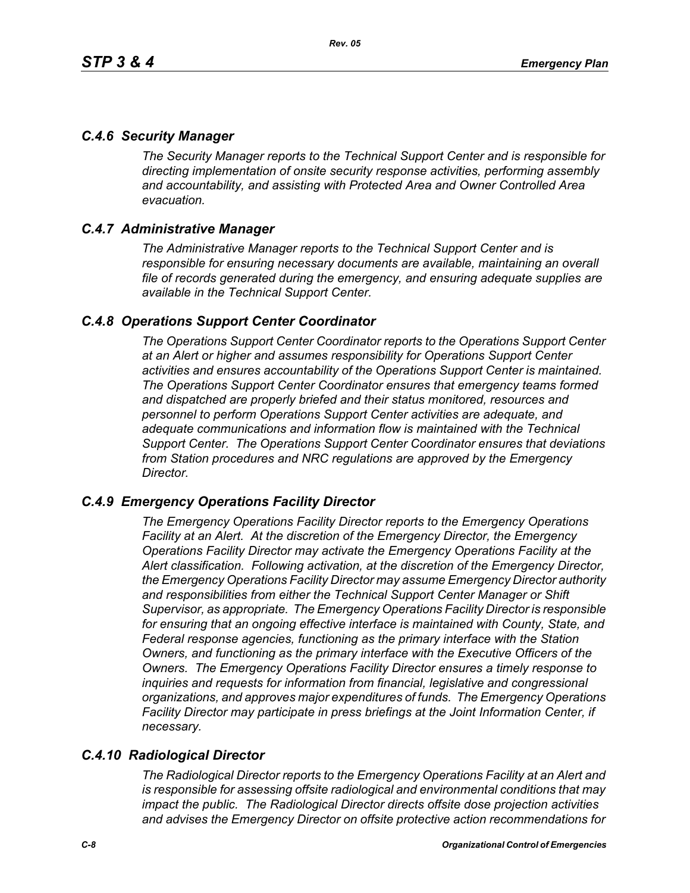### *C.4.6 Security Manager*

*The Security Manager reports to the Technical Support Center and is responsible for directing implementation of onsite security response activities, performing assembly and accountability, and assisting with Protected Area and Owner Controlled Area evacuation.*

### *C.4.7 Administrative Manager*

*The Administrative Manager reports to the Technical Support Center and is responsible for ensuring necessary documents are available, maintaining an overall file of records generated during the emergency, and ensuring adequate supplies are available in the Technical Support Center.*

### *C.4.8 Operations Support Center Coordinator*

*The Operations Support Center Coordinator reports to the Operations Support Center at an Alert or higher and assumes responsibility for Operations Support Center activities and ensures accountability of the Operations Support Center is maintained. The Operations Support Center Coordinator ensures that emergency teams formed and dispatched are properly briefed and their status monitored, resources and personnel to perform Operations Support Center activities are adequate, and adequate communications and information flow is maintained with the Technical Support Center. The Operations Support Center Coordinator ensures that deviations from Station procedures and NRC regulations are approved by the Emergency Director.*

### *C.4.9 Emergency Operations Facility Director*

*The Emergency Operations Facility Director reports to the Emergency Operations Facility at an Alert. At the discretion of the Emergency Director, the Emergency Operations Facility Director may activate the Emergency Operations Facility at the Alert classification. Following activation, at the discretion of the Emergency Director, the Emergency Operations Facility Director may assume Emergency Director authority and responsibilities from either the Technical Support Center Manager or Shift Supervisor, as appropriate. The Emergency Operations Facility Director is responsible for ensuring that an ongoing effective interface is maintained with County, State, and Federal response agencies, functioning as the primary interface with the Station Owners, and functioning as the primary interface with the Executive Officers of the Owners. The Emergency Operations Facility Director ensures a timely response to inquiries and requests for information from financial, legislative and congressional organizations, and approves major expenditures of funds. The Emergency Operations Facility Director may participate in press briefings at the Joint Information Center, if necessary.*

### *C.4.10 Radiological Director*

*The Radiological Director reports to the Emergency Operations Facility at an Alert and is responsible for assessing offsite radiological and environmental conditions that may impact the public. The Radiological Director directs offsite dose projection activities and advises the Emergency Director on offsite protective action recommendations for*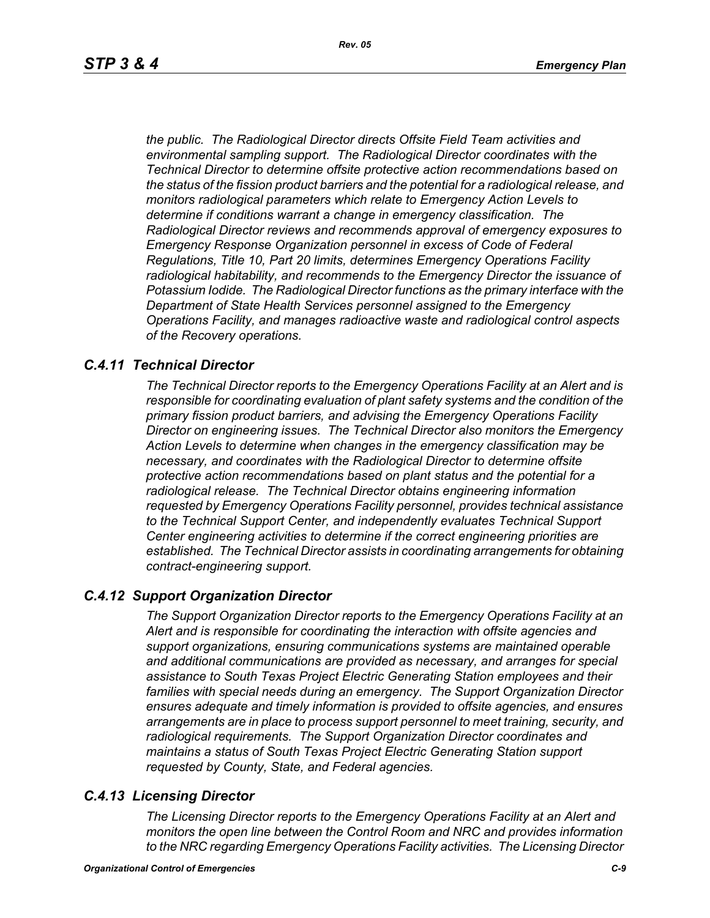*the public. The Radiological Director directs Offsite Field Team activities and environmental sampling support. The Radiological Director coordinates with the Technical Director to determine offsite protective action recommendations based on the status of the fission product barriers and the potential for a radiological release, and monitors radiological parameters which relate to Emergency Action Levels to determine if conditions warrant a change in emergency classification. The Radiological Director reviews and recommends approval of emergency exposures to Emergency Response Organization personnel in excess of Code of Federal Regulations, Title 10, Part 20 limits, determines Emergency Operations Facility radiological habitability, and recommends to the Emergency Director the issuance of Potassium Iodide. The Radiological Director functions as the primary interface with the Department of State Health Services personnel assigned to the Emergency Operations Facility, and manages radioactive waste and radiological control aspects of the Recovery operations.*

### *C.4.11 Technical Director*

*The Technical Director reports to the Emergency Operations Facility at an Alert and is responsible for coordinating evaluation of plant safety systems and the condition of the primary fission product barriers, and advising the Emergency Operations Facility Director on engineering issues. The Technical Director also monitors the Emergency Action Levels to determine when changes in the emergency classification may be necessary, and coordinates with the Radiological Director to determine offsite protective action recommendations based on plant status and the potential for a radiological release. The Technical Director obtains engineering information requested by Emergency Operations Facility personnel, provides technical assistance to the Technical Support Center, and independently evaluates Technical Support Center engineering activities to determine if the correct engineering priorities are established. The Technical Director assists in coordinating arrangements for obtaining contract-engineering support.*

### *C.4.12 Support Organization Director*

*The Support Organization Director reports to the Emergency Operations Facility at an Alert and is responsible for coordinating the interaction with offsite agencies and support organizations, ensuring communications systems are maintained operable and additional communications are provided as necessary, and arranges for special assistance to South Texas Project Electric Generating Station employees and their families with special needs during an emergency. The Support Organization Director ensures adequate and timely information is provided to offsite agencies, and ensures arrangements are in place to process support personnel to meet training, security, and radiological requirements. The Support Organization Director coordinates and maintains a status of South Texas Project Electric Generating Station support requested by County, State, and Federal agencies.*

### *C.4.13 Licensing Director*

*The Licensing Director reports to the Emergency Operations Facility at an Alert and monitors the open line between the Control Room and NRC and provides information to the NRC regarding Emergency Operations Facility activities. The Licensing Director*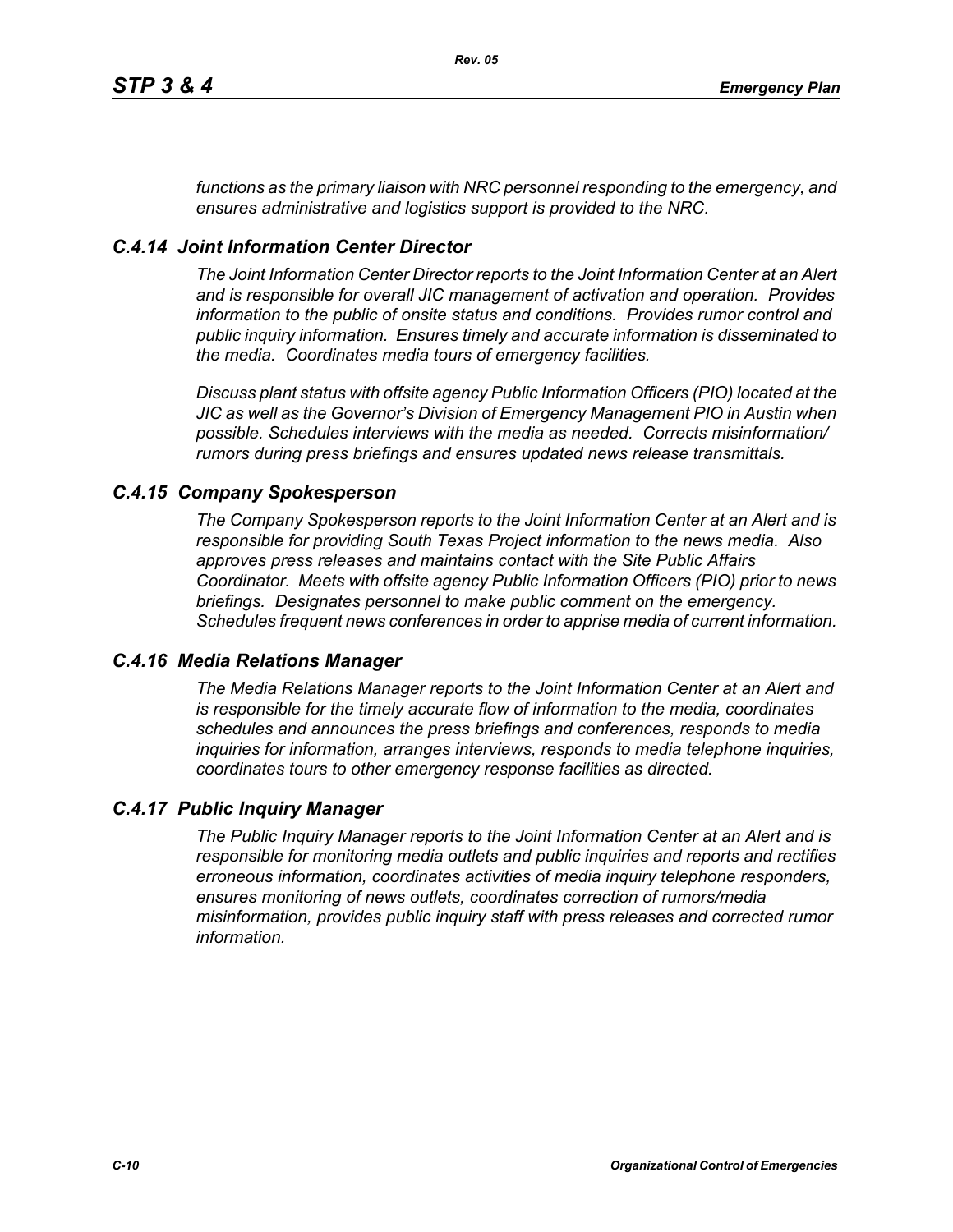*functions as the primary liaison with NRC personnel responding to the emergency, and ensures administrative and logistics support is provided to the NRC.*

### *C.4.14 Joint Information Center Director*

*The Joint Information Center Director reports to the Joint Information Center at an Alert and is responsible for overall JIC management of activation and operation. Provides information to the public of onsite status and conditions. Provides rumor control and public inquiry information. Ensures timely and accurate information is disseminated to the media. Coordinates media tours of emergency facilities.*

*Discuss plant status with offsite agency Public Information Officers (PIO) located at the JIC as well as the Governor's Division of Emergency Management PIO in Austin when possible. Schedules interviews with the media as needed. Corrects misinformation/ rumors during press briefings and ensures updated news release transmittals.*

### *C.4.15 Company Spokesperson*

*The Company Spokesperson reports to the Joint Information Center at an Alert and is responsible for providing South Texas Project information to the news media. Also approves press releases and maintains contact with the Site Public Affairs Coordinator. Meets with offsite agency Public Information Officers (PIO) prior to news briefings. Designates personnel to make public comment on the emergency. Schedules frequent news conferences in order to apprise media of current information.*

### *C.4.16 Media Relations Manager*

*The Media Relations Manager reports to the Joint Information Center at an Alert and is responsible for the timely accurate flow of information to the media, coordinates schedules and announces the press briefings and conferences, responds to media inquiries for information, arranges interviews, responds to media telephone inquiries, coordinates tours to other emergency response facilities as directed.*

### *C.4.17 Public Inquiry Manager*

*The Public Inquiry Manager reports to the Joint Information Center at an Alert and is responsible for monitoring media outlets and public inquiries and reports and rectifies erroneous information, coordinates activities of media inquiry telephone responders, ensures monitoring of news outlets, coordinates correction of rumors/media misinformation, provides public inquiry staff with press releases and corrected rumor information.*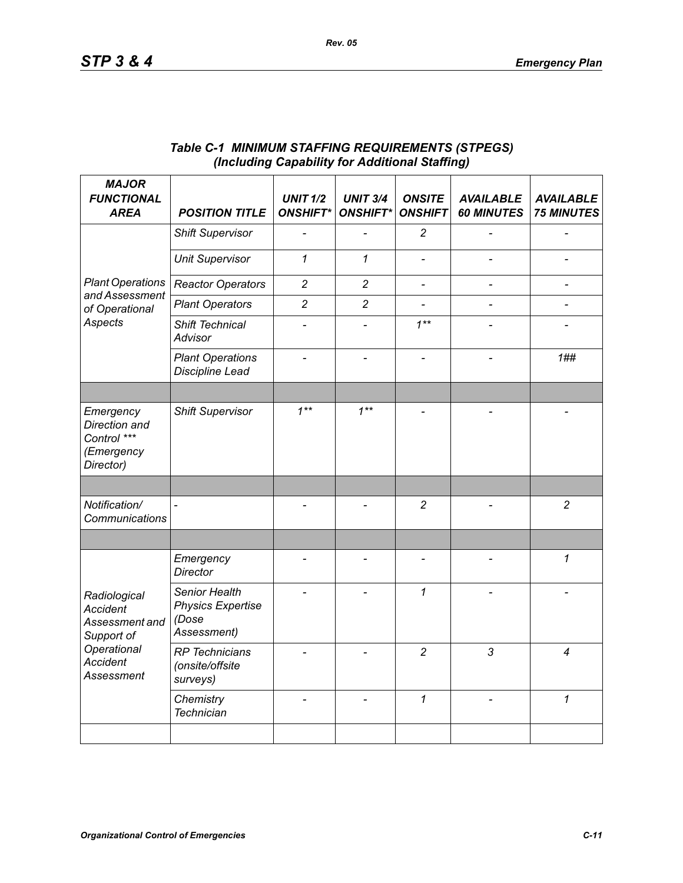### Table C-1 MINIMUM STAFFING REQUIREMENTS (STPEGS) (Including Capability for Additional Staffing)

| MAJOR FUNCTIONAL AREA | POSITION TITLE | UNIT 1/2 ONSHIFT* | UNIT 3/4 ONSHIFT* | ONSITE ONSHIFT | AVAILABLE 60 MINUTES | AVAILABLE 75 MINUTES |
|---|---|---|---|---|---|---|
| Plant Operations and Assessment of Operational Aspects | Shift Supervisor | - | - | 2 | - | - |
| | Unit Supervisor | 1 | 1 | - | - | - |
| | Reactor Operators | 2 | 2 | - | - | - |
| | Plant Operators | 2 | 2 | - | - | - |
| | Shift Technical Advisor | - | - | 1** | - | - |
| | Plant Operations Discipline Lead | - | - | - | - | 1## |
| | | | | | | |
| Emergency Direction and Control *** (Emergency Director) | Shift Supervisor | 1** | 1** | - | - | - |
| | | | | | | |
| Notification/ Communications | - | - | - | 2 | - | 2 |
| | | | | | | |
| Radiological Accident Assessment and Support of Operational Accident Assessment | Emergency Director | - | - | - | - | 1 |
| | Senior Health Physics Expertise (Dose Assessment) | - | - | 1 | - | - |
| | RP Technicians (onsite/offsite surveys) | - | - | 2 | 3 | 4 |
| | Chemistry Technician | - | - | 1 | - | 1 |
| | | | | | | |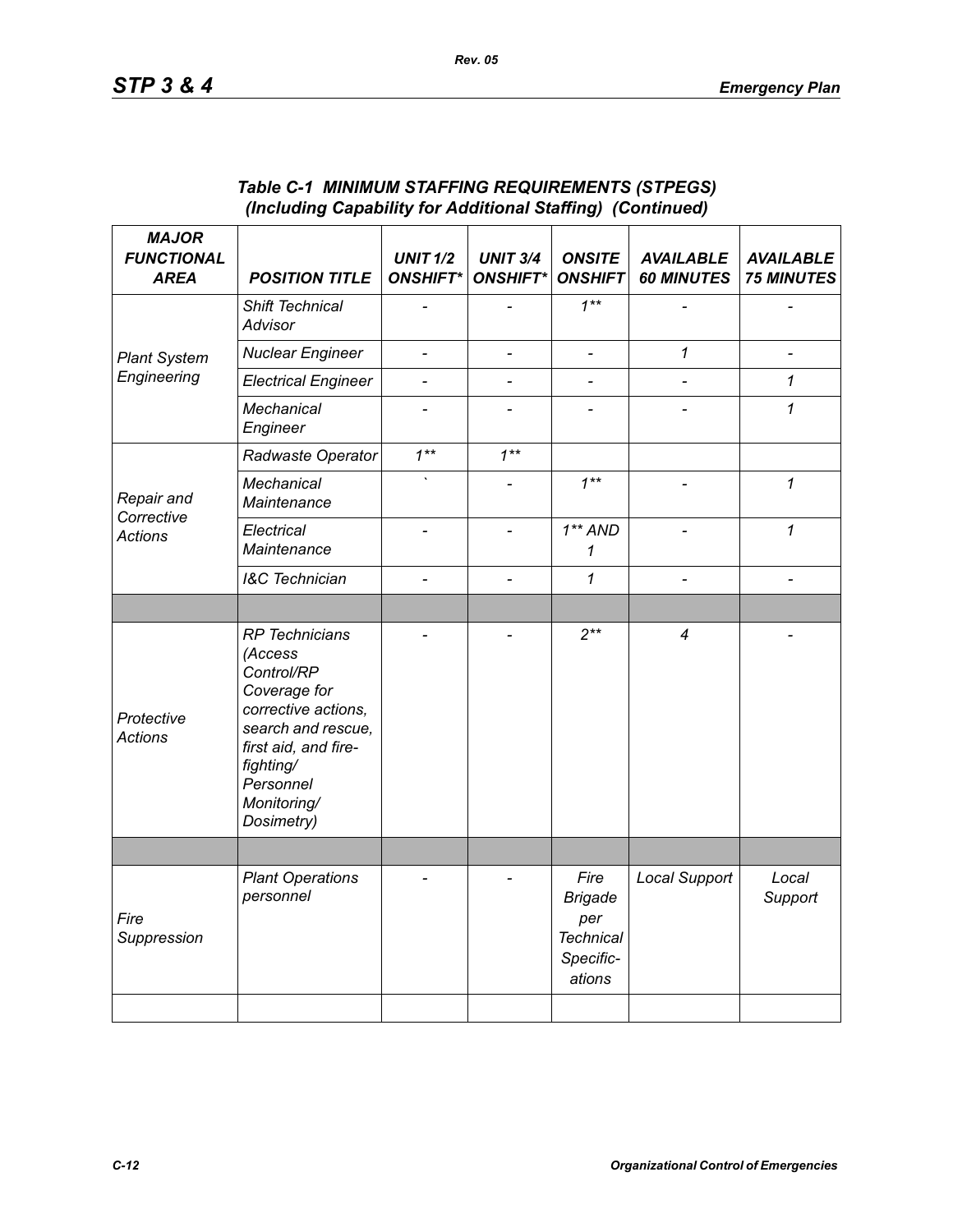*Table C-1 MINIMUM STAFFING REQUIREMENTS (STPEGS) (Including Capability for Additional Staffing) (Continued)*

| *MAJOR FUNCTIONAL AREA* | *POSITION TITLE* | *UNIT 1/2 ONSHIFT** | *UNIT 3/4 ONSHIFT** | *ONSITE ONSHIFT* | *AVAILABLE 60 MINUTES* | *AVAILABLE 75 MINUTES* |
|---|---|---|---|---|---|---|
| *Plant System Engineering* | *Shift Technical Advisor* | - | - | *1*** | - | - |
| | *Nuclear Engineer* | - | - | - | *1* | - |
| | *Electrical Engineer* | - | - | - | - | *1* |
| | *Mechanical Engineer* | - | - | - | - | *1* |
| *Repair and Corrective Actions* | *Radwaste Operator* | *1*** | *1*** | | | |
| | *Mechanical Maintenance* | ` | - | *1*** | - | *1* |
| | *Electrical Maintenance* | - | - | *1** AND 1* | - | *1* |
| | *I&C Technician* | - | - | *1* | - | - |
| | | | | | | |
| *Protective Actions* | *RP Technicians (Access Control/RP Coverage for corrective actions, search and rescue, first aid, and fire-fighting/ Personnel Monitoring/ Dosimetry)* | - | - | *2*** | *4* | - |
| | | | | | | |
| *Fire Suppression* | *Plant Operations personnel* | - | - | *Fire Brigade per Technical Specific-ations* | *Local Support* | *Local Support* |
| | | | | | | |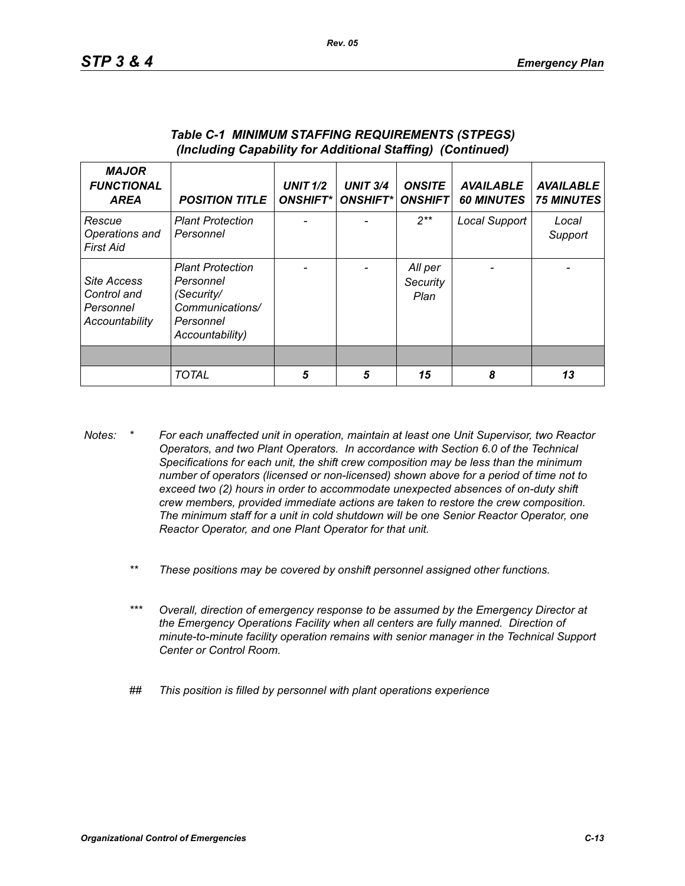### Table C-1 MINIMUM STAFFING REQUIREMENTS (STPEGS) (Including Capability for Additional Staffing) (Continued)

| MAJOR FUNCTIONAL AREA | POSITION TITLE | UNIT 1/2 ONSHIFT* | UNIT 3/4 ONSHIFT* | ONSITE ONSHIFT | AVAILABLE 60 MINUTES | AVAILABLE 75 MINUTES |
|---|---|---|---|---|---|---|
| Rescue Operations and First Aid | Plant Protection Personnel | - | - | 2** | Local Support | Local Support |
| Site Access Control and Personnel Accountability | Plant Protection Personnel (Security/ Communications/ Personnel Accountability) | - | - | All per Security Plan | - | - |
| | | | | | | |
| | TOTAL | **5** | **5** | **15** | **8** | **13** |

*Notes:*

\* *For each unaffected unit in operation, maintain at least one Unit Supervisor, two Reactor Operators, and two Plant Operators. In accordance with Section 6.0 of the Technical Specifications for each unit, the shift crew composition may be less than the minimum number of operators (licensed or non-licensed) shown above for a period of time not to exceed two (2) hours in order to accommodate unexpected absences of on-duty shift crew members, provided immediate actions are taken to restore the crew composition. The minimum staff for a unit in cold shutdown will be one Senior Reactor Operator, one Reactor Operator, and one Plant Operator for that unit.*

\*\* *These positions may be covered by onshift personnel assigned other functions.*

\*\*\* *Overall, direction of emergency response to be assumed by the Emergency Director at the Emergency Operations Facility when all centers are fully manned. Direction of minute-to-minute facility operation remains with senior manager in the Technical Support Center or Control Room.*

\## *This position is filled by personnel with plant operations experience*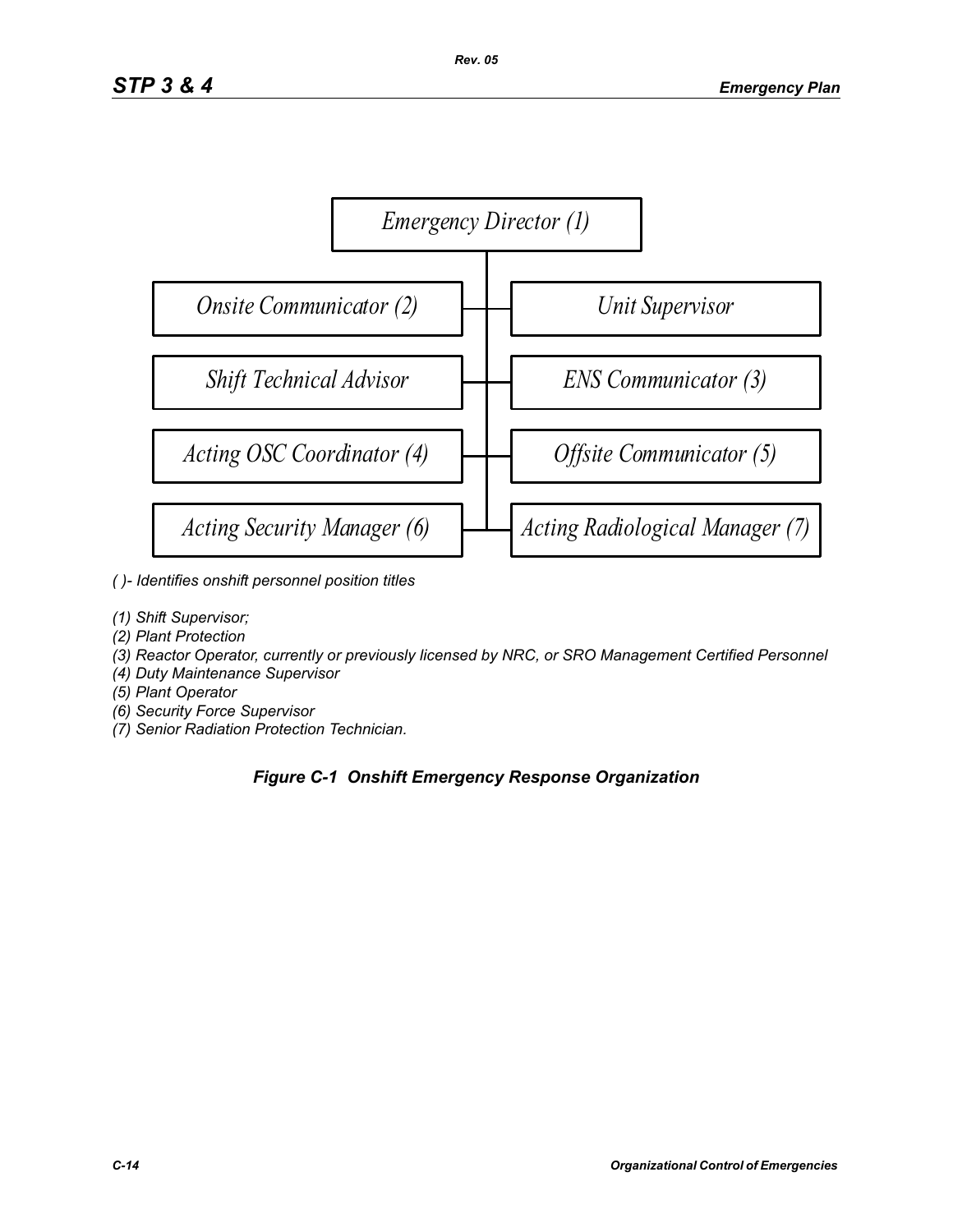Emergency Director (1)

- Onsite Communicator (2)
- Unit Supervisor
- Shift Technical Advisor
- ENS Communicator (3)
- Acting OSC Coordinator (4)
- Offsite Communicator (5)
- Acting Security Manager (6)
- Acting Radiological Manager (7)

*( )- Identifies onshift personnel position titles*

*(1) Shift Supervisor;*
*(2) Plant Protection*
*(3) Reactor Operator, currently or previously licensed by NRC, or SRO Management Certified Personnel*
*(4) Duty Maintenance Supervisor*
*(5) Plant Operator*
*(6) Security Force Supervisor*
*(7) Senior Radiation Protection Technician.*

***Figure C-1 Onshift Emergency Response Organization***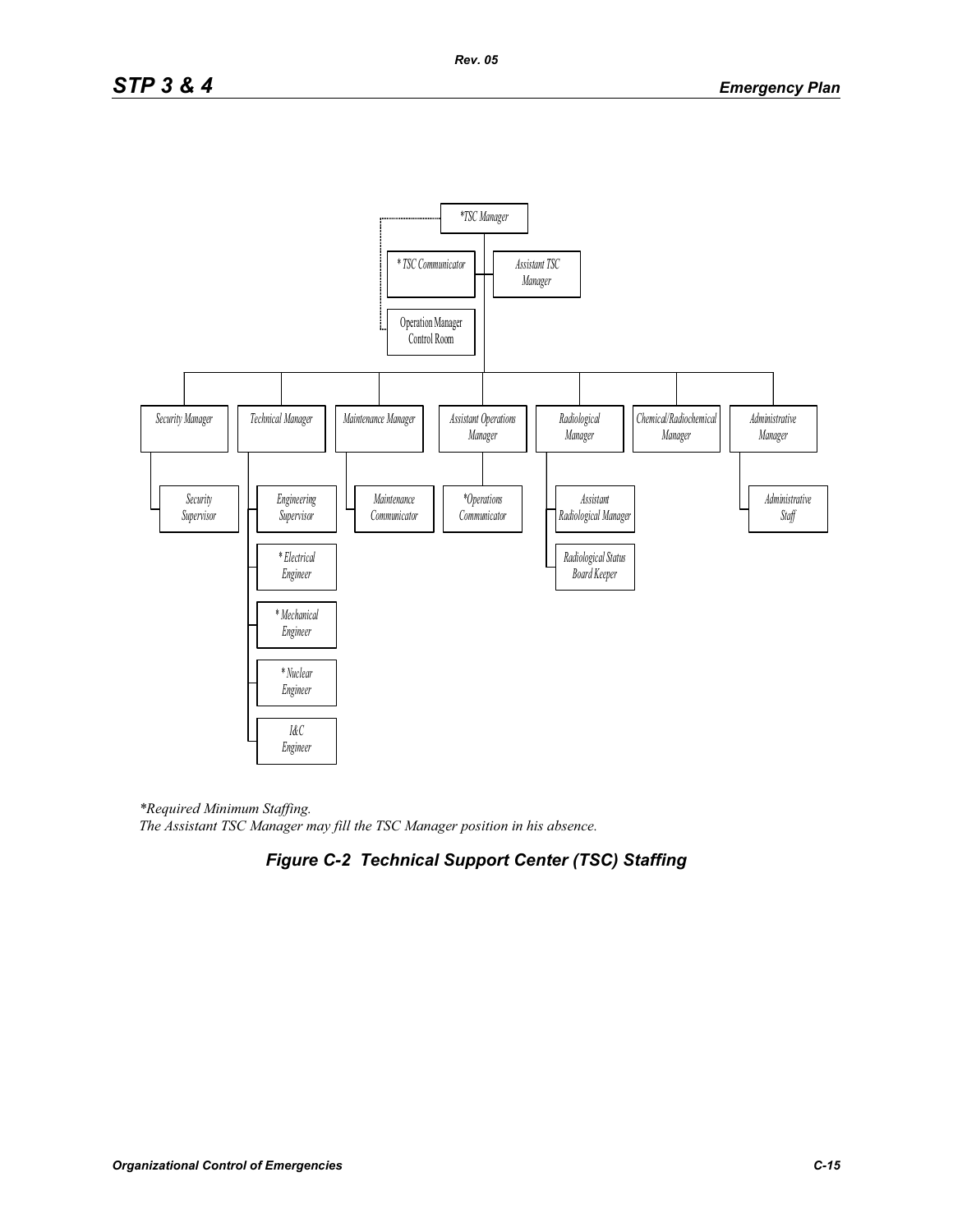*TSC Manager

* TSC Communicator

Assistant TSC Manager

Operation Manager Control Room

Security Manager

Technical Manager

Maintenance Manager

Assistant Operations Manager

Radiological Manager

Chemical/Radiochemical Manager

Administrative Manager

Security Supervisor

Engineering Supervisor

* Electrical Engineer

* Mechanical Engineer

* Nuclear Engineer

I&C Engineer

Maintenance Communicator

*Operations Communicator

Assistant Radiological Manager

Radiological Status Board Keeper

Administrative Staff

*Required Minimum Staffing.
*The Assistant TSC Manager may fill the TSC Manager position in his absence.*

***Figure C-2 Technical Support Center (TSC) Staffing***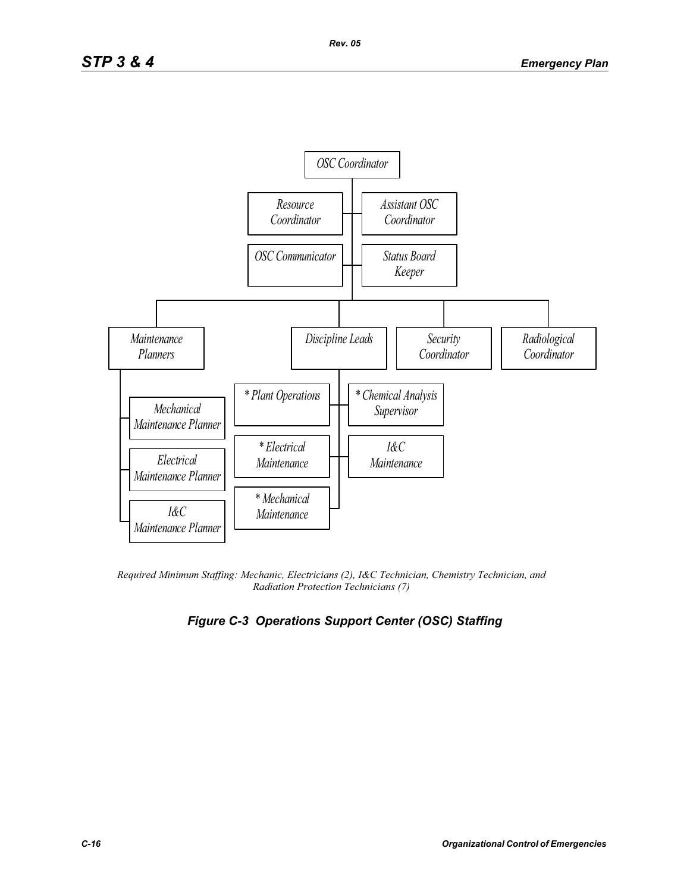OSC Coordinator

- Resource Coordinator
- Assistant OSC Coordinator
- OSC Communicator
- Status Board Keeper

- Maintenance Planners
  - Mechanical Maintenance Planner
  - Electrical Maintenance Planner
  - I&C Maintenance Planner
- Discipline Leads
  - * Plant Operations
  - * Chemical Analysis Supervisor
  - * Electrical Maintenance
  - I&C Maintenance
  - * Mechanical Maintenance
- Security Coordinator
- Radiological Coordinator

*Required Minimum Staffing: Mechanic, Electricians (2), I&C Technician, Chemistry Technician, and Radiation Protection Technicians (7)*

***Figure C-3 Operations Support Center (OSC) Staffing***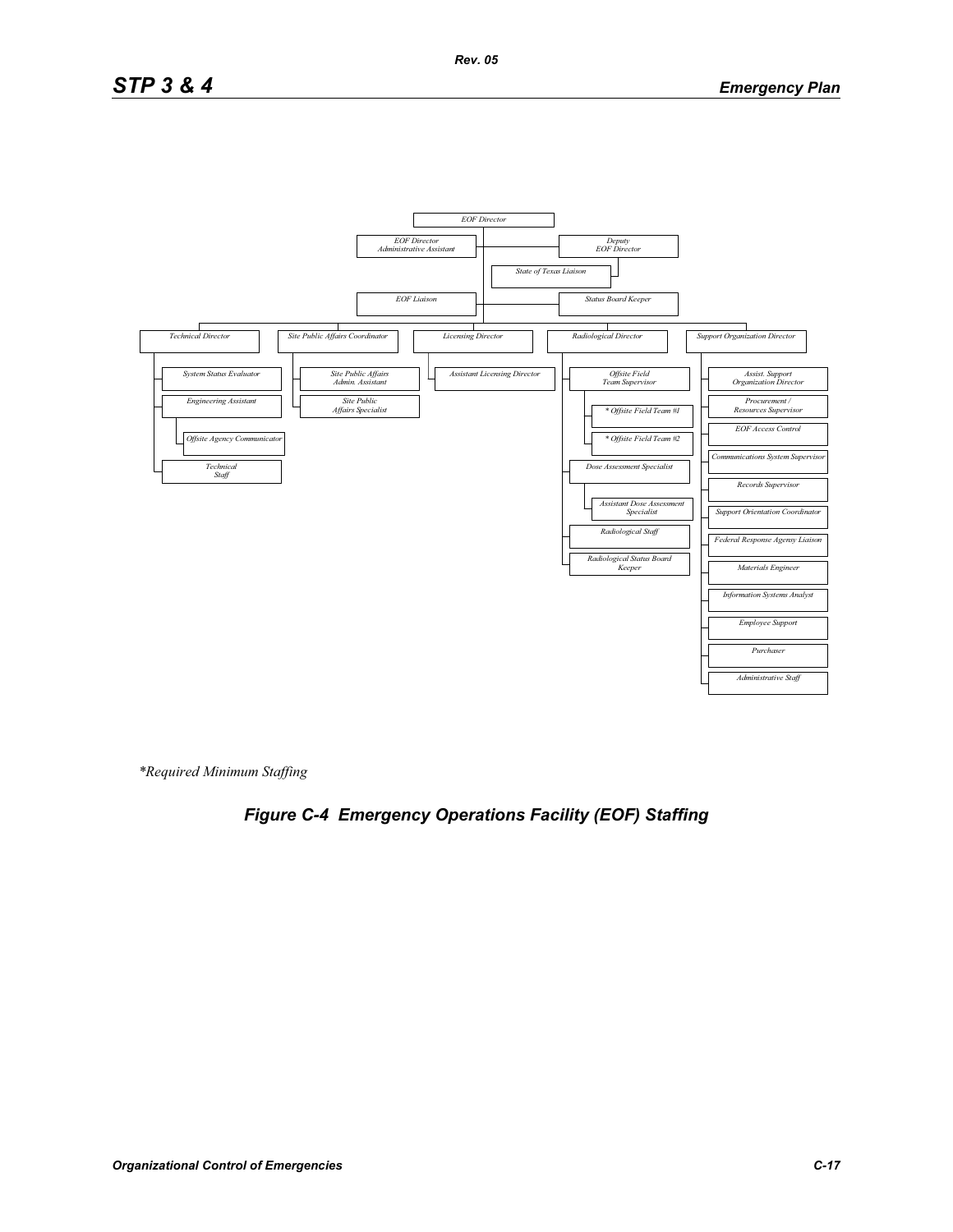EOF Director

- EOF Director Administrative Assistant
- Deputy EOF Director
  - State of Texas Liaison
- EOF Liaison
- Status Board Keeper

- Technical Director
  - System Status Evaluator
  - Engineering Assistant
    - Offsite Agency Communicator
  - Technical Staff
- Site Public Affairs Coordinator
  - Site Public Affairs Admin. Assistant
  - Site Public Affairs Specialist
- Licensing Director
  - Assistant Licensing Director
- Radiological Director
  - Offsite Field Team Supervisor
    - * Offsite Field Team #1
    - * Offsite Field Team #2
  - Dose Assessment Specialist
    - Assistant Dose Assessment Specialist
  - Radiological Staff
  - Radiological Status Board Keeper
- Support Organization Director
  - Assist. Support Organization Director
  - Procurement / Resources Supervisor
  - EOF Access Control
  - Communications System Supervisor
  - Records Supervisor
  - Support Orientation Coordinator
  - Federal Response Agency Liaison
  - Materials Engineer
  - Information Systems Analyst
  - Employee Support
  - Purchaser
  - Administrative Staff

*Required Minimum Staffing

*Figure C-4 Emergency Operations Facility (EOF) Staffing*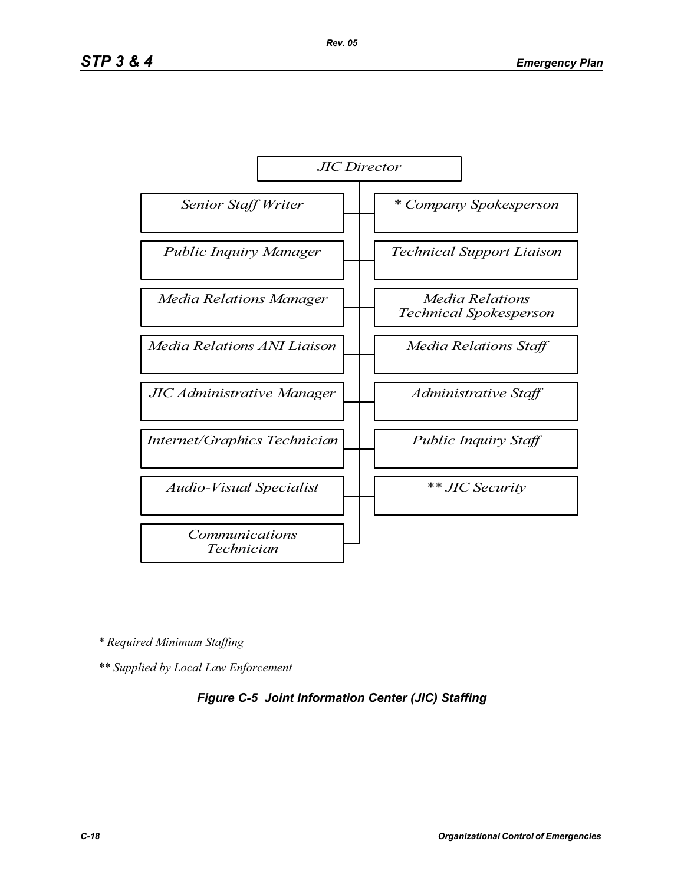JIC Director

- Senior Staff Writer
- Public Inquiry Manager
- Media Relations Manager
- Media Relations ANI Liaison
- JIC Administrative Manager
- Internet/Graphics Technician
- Audio-Visual Specialist
- Communications Technician
- * Company Spokesperson
- Technical Support Liaison
- Media Relations Technical Spokesperson
- Media Relations Staff
- Administrative Staff
- Public Inquiry Staff
- ** JIC Security

*\* Required Minimum Staffing*

*\*\* Supplied by Local Law Enforcement*

***Figure C-5 Joint Information Center (JIC) Staffing***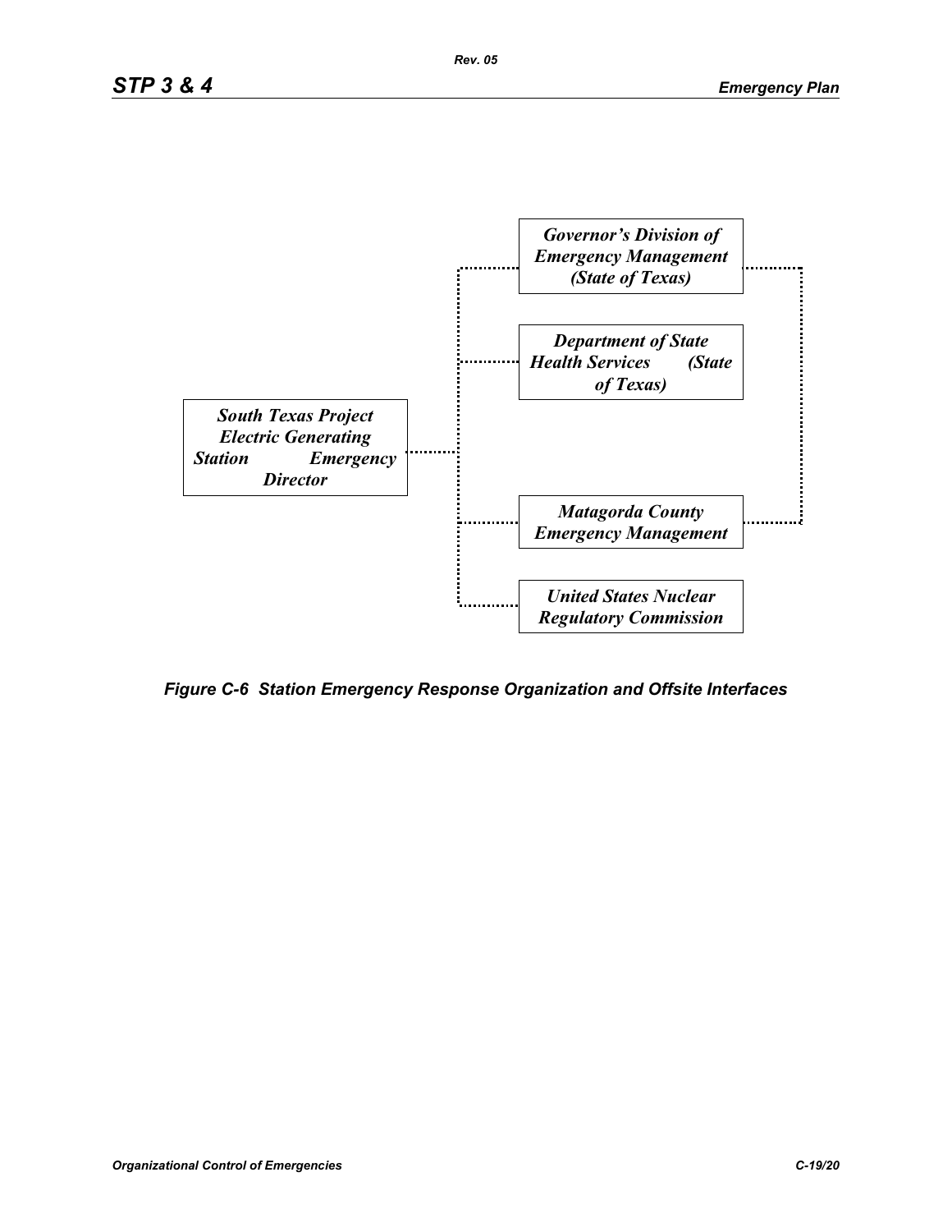South Texas Project Electric Generating Station Emergency Director

Governor's Division of Emergency Management (State of Texas)

Department of State Health Services (State of Texas)

Matagorda County Emergency Management

United States Nuclear Regulatory Commission

*Figure C-6 Station Emergency Response Organization and Offsite Interfaces*